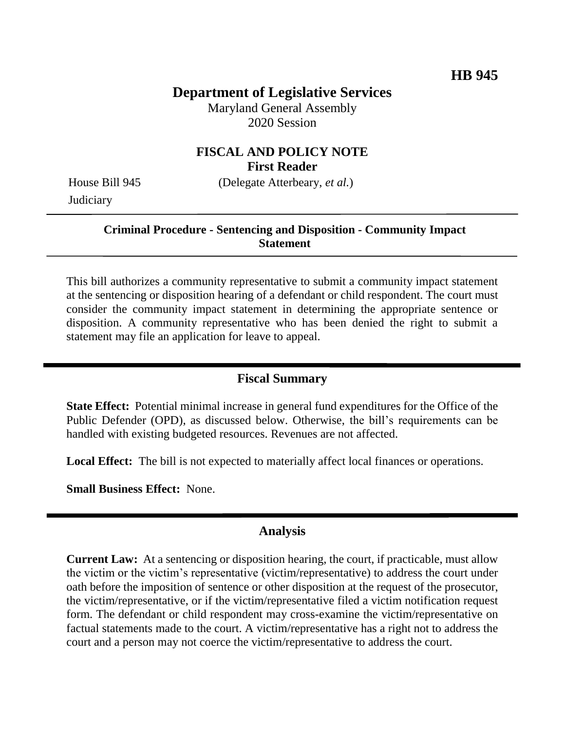**HB 945**

# Department of Legislative Services

Maryland General Assembly
2020 Session

## FISCAL AND POLICY NOTE
**First Reader**

House Bill 945 (Delegate Atterbeary, *et al.*)
Judiciary

**Criminal Procedure - Sentencing and Disposition - Community Impact Statement**

This bill authorizes a community representative to submit a community impact statement at the sentencing or disposition hearing of a defendant or child respondent. The court must consider the community impact statement in determining the appropriate sentence or disposition. A community representative who has been denied the right to submit a statement may file an application for leave to appeal.

## Fiscal Summary

**State Effect:** Potential minimal increase in general fund expenditures for the Office of the Public Defender (OPD), as discussed below. Otherwise, the bill's requirements can be handled with existing budgeted resources. Revenues are not affected.

**Local Effect:** The bill is not expected to materially affect local finances or operations.

**Small Business Effect:** None.

## Analysis

**Current Law:** At a sentencing or disposition hearing, the court, if practicable, must allow the victim or the victim's representative (victim/representative) to address the court under oath before the imposition of sentence or other disposition at the request of the prosecutor, the victim/representative, or if the victim/representative filed a victim notification request form. The defendant or child respondent may cross-examine the victim/representative on factual statements made to the court. A victim/representative has a right not to address the court and a person may not coerce the victim/representative to address the court.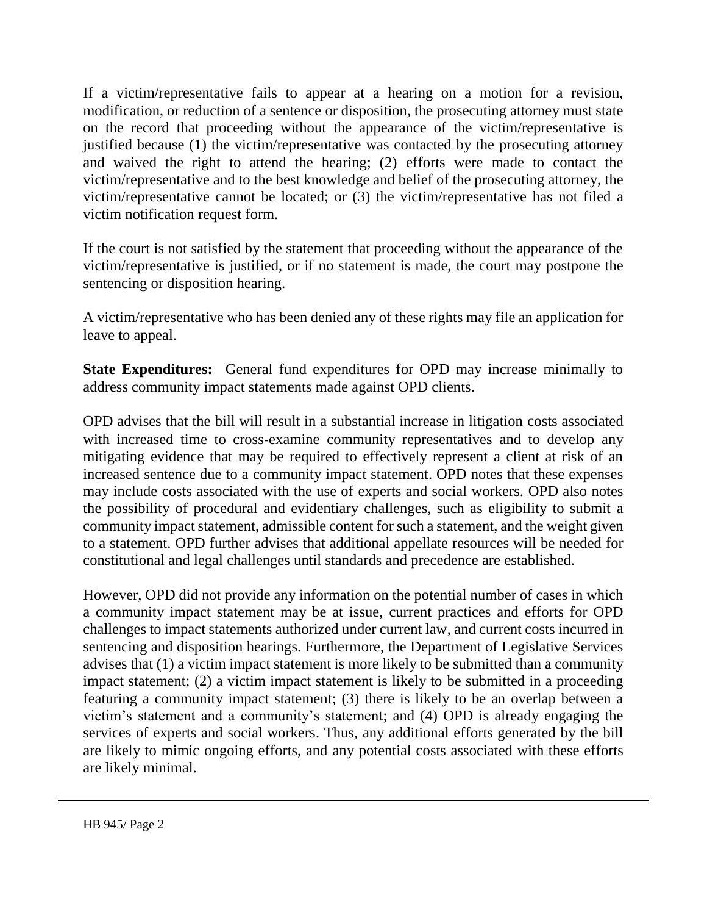If a victim/representative fails to appear at a hearing on a motion for a revision, modification, or reduction of a sentence or disposition, the prosecuting attorney must state on the record that proceeding without the appearance of the victim/representative is justified because (1) the victim/representative was contacted by the prosecuting attorney and waived the right to attend the hearing; (2) efforts were made to contact the victim/representative and to the best knowledge and belief of the prosecuting attorney, the victim/representative cannot be located; or (3) the victim/representative has not filed a victim notification request form.

If the court is not satisfied by the statement that proceeding without the appearance of the victim/representative is justified, or if no statement is made, the court may postpone the sentencing or disposition hearing.

A victim/representative who has been denied any of these rights may file an application for leave to appeal.

**State Expenditures:** General fund expenditures for OPD may increase minimally to address community impact statements made against OPD clients.

OPD advises that the bill will result in a substantial increase in litigation costs associated with increased time to cross-examine community representatives and to develop any mitigating evidence that may be required to effectively represent a client at risk of an increased sentence due to a community impact statement. OPD notes that these expenses may include costs associated with the use of experts and social workers. OPD also notes the possibility of procedural and evidentiary challenges, such as eligibility to submit a community impact statement, admissible content for such a statement, and the weight given to a statement. OPD further advises that additional appellate resources will be needed for constitutional and legal challenges until standards and precedence are established.

However, OPD did not provide any information on the potential number of cases in which a community impact statement may be at issue, current practices and efforts for OPD challenges to impact statements authorized under current law, and current costs incurred in sentencing and disposition hearings. Furthermore, the Department of Legislative Services advises that (1) a victim impact statement is more likely to be submitted than a community impact statement; (2) a victim impact statement is likely to be submitted in a proceeding featuring a community impact statement; (3) there is likely to be an overlap between a victim's statement and a community's statement; and (4) OPD is already engaging the services of experts and social workers. Thus, any additional efforts generated by the bill are likely to mimic ongoing efforts, and any potential costs associated with these efforts are likely minimal.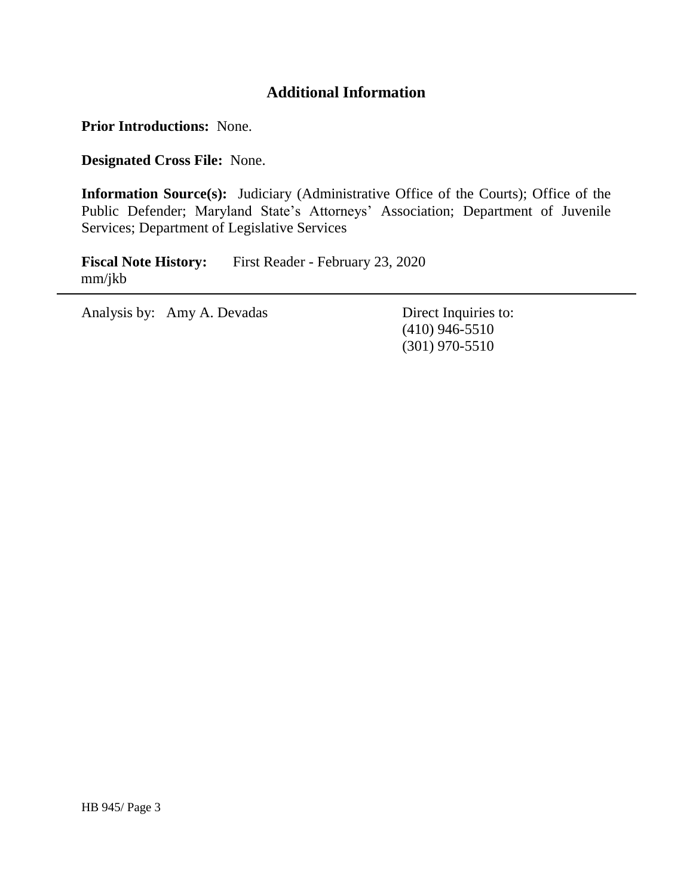## Additional Information

**Prior Introductions:** None.

**Designated Cross File:** None.

**Information Source(s):** Judiciary (Administrative Office of the Courts); Office of the Public Defender; Maryland State's Attorneys' Association; Department of Juvenile Services; Department of Legislative Services

**Fiscal Note History:** First Reader - February 23, 2020
mm/jkb

---

Analysis by: Amy A. Devadas

Direct Inquiries to:
(410) 946-5510
(301) 970-5510